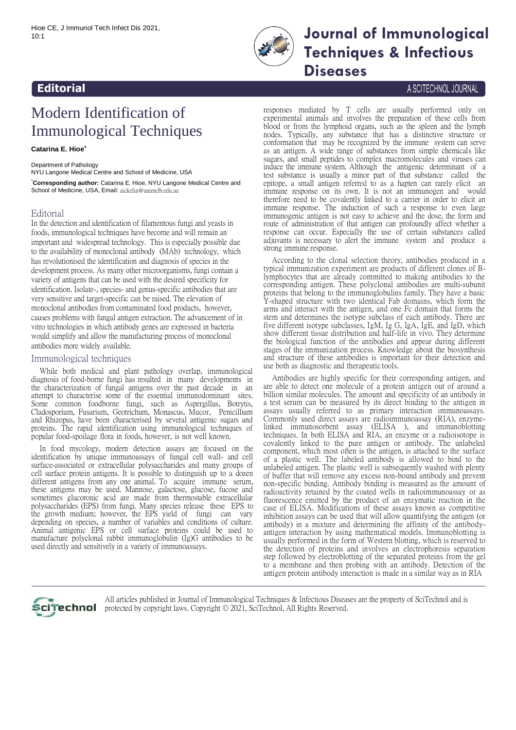Editorial

A SCITECHNOL JOURNAL

# Modern Identification of Immunological Techniques

**Catarina E. Hioe***

Department of Pathology
NYU Langone Medical Centre and School of Medicine, USA

***Corresponding author:** Catarina E. Hioe, NYU Langone Medical Centre and School of Medicine, USA, Email: aickelin@unimelb.edu.au

## Editorial

In the detection and identification of filamentous fungi and yeasts in foods, immunological techniques have become and will remain an important and widespread technology. This is especially possible due to the availability of monoclonal antibody (MAb) technology, which has revolutionised the identification and diagnosis of species in the development process. As many other microorganisms, fungi contain a variety of antigens that can be used with the desired specificity for identification. Isolate-, species- and genus-specific antibodies that are very sensitive and target-specific can be raised. The elevation of monoclonal antibodies from contaminated food products, however, causes problems with fungal antigen extraction. The advancement of in vitro technologies in which antibody genes are expressed in bacteria would simplify and allow the manufacturing process of monoclonal antibodies more widely available.

## Immunological techniques

While both medical and plant pathology overlap, immunological diagnosis of food-borne fungi has resulted in many developments in the characterization of fungal antigens over the past decade in an attempt to characterise some of the essential immunodominant sites. Some common foodborne fungi, such as Aspergillus, Botrytis, Cladosporium, Fusarium, Geotrichum, Monascus, Mucor, Penicillium and Rhizopus, have been characterised by several antigenic sugars and proteins. The rapid identification using immunological techniques of popular food-spoilage flora in foods, however, is not well known.

In food mycology, modern detection assays are focused on the identification by unique immunoassays of fungal cell wall- and cell surface-associated or extracellular polysaccharides and many groups of cell surface protein antigens. It is possible to distinguish up to a dozen different antigens from any one animal. To acquire immune serum, these antigens may be used. Mannose, galactose, glucose, fucose and sometimes glucoronic acid are made from thermostable extracellular polysaccharides (EPS) from fungi. Many species release these EPS to the growth medium; however, the EPS yield of fungi can vary depending on species, a number of variables and conditions of culture. Animal antigenic EPS or cell surface proteins could be used to manufacture polyclonal rabbit immunoglobulin (Ig)G antibodies to be used directly and sensitively in a variety of immunoassays.

responses mediated by T cells are usually performed only on experimental animals and involves the preparation of these cells from blood or from the lymphoid organs, such as the spleen and the lymph nodes. Typically, any substance that has a distinctive structure or conformation that may be recognized by the immune system can serve as an antigen. A wide range of substances from simple chemicals like sugars, and small peptides to complex macromolecules and viruses can induce the immune system. Although the antigenic determinant of a test substance is usually a minor part of that substance called the epitope, a small antigen referred to as a hapten can rarely elicit an immune response on its own. It is not an immunogen and would therefore need to be covalently linked to a carrier in order to elicit an immune response. The induction of such a response to even large immunogenic antigen is not easy to achieve and the dose, the form and route of administration of that antigen can profoundly affect whether a response can occur. Especially the use of certain substances called adjuvants is necessary to alert the immune system and produce a strong immune response.

According to the clonal selection theory, antibodies produced in a typical immunization experiment are products of different clones of B-lymphocytes that are already committed to making antibodies to the corresponding antigen. These polyclonal antibodies are multi-subunit proteins that belong to the immunoglobulins family. They have a basic Y-shaped structure with two identical Fab domains, which form the arms and interact with the antigen, and one Fc domain that forms the stem and determines the isotype subclass of each antibody. There are five different isotype subclasses, IgM, Ig G, IgA, IgE, and IgD, which show different tissue distribution and half-life in vivo. They determine the biological function of the antibodies and appear during different stages of the immunization process. Knowledge about the biosynthesis and structure of these antibodies is important for their detection and use both as diagnostic and therapeutic tools.

Antibodies are highly specific for their corresponding antigen, and are able to detect one molecule of a protein antigen out of around a billion similar molecules. The amount and specificity of an antibody in a test serum can be measured by its direct binding to the antigen in assays usually referred to as primary interaction immunoassays. Commonly used direct assays are radioimmunoassay (RIA), enzyme-linked immunosorbent assay (ELISA ), and immunoblotting techniques. In both ELISA and RIA, an enzyme or a radioisotope is covalently linked to the pure antigen or antibody. The unlabeled component, which most often is the antigen, is attached to the surface of a plastic well. The labeled antibody is allowed to bind to the unlabeled antigen. The plastic well is subsequently washed with plenty of buffer that will remove any excess non-bound antibody and prevent non-specific binding. Antibody binding is measured as the amount of radioactivity retained by the coated wells in radioimmunoassay or as fluorescence emitted by the product of an enzymatic reaction in the case of ELISA. Modifications of these assays known as competitive inhibition assays can be used that will allow quantifying the antigen (or antibody) in a mixture and determining the affinity of the antibody-antigen interaction by using mathematical models. Immunoblotting is usually performed in the form of Western blotting, which is reserved to the detection of proteins and involves an electrophoresis separation step followed by electroblotting of the separated proteins from the gel to a membrane and then probing with an antibody. Detection of the antigen protein antibody interaction is made in a similar way as in RIA

All articles published in Journal of Immunological Techniques & Infectious Diseases are the property of SciTechnol and is protected by copyright laws. Copyright © 2021, SciTechnol, All Rights Reserved.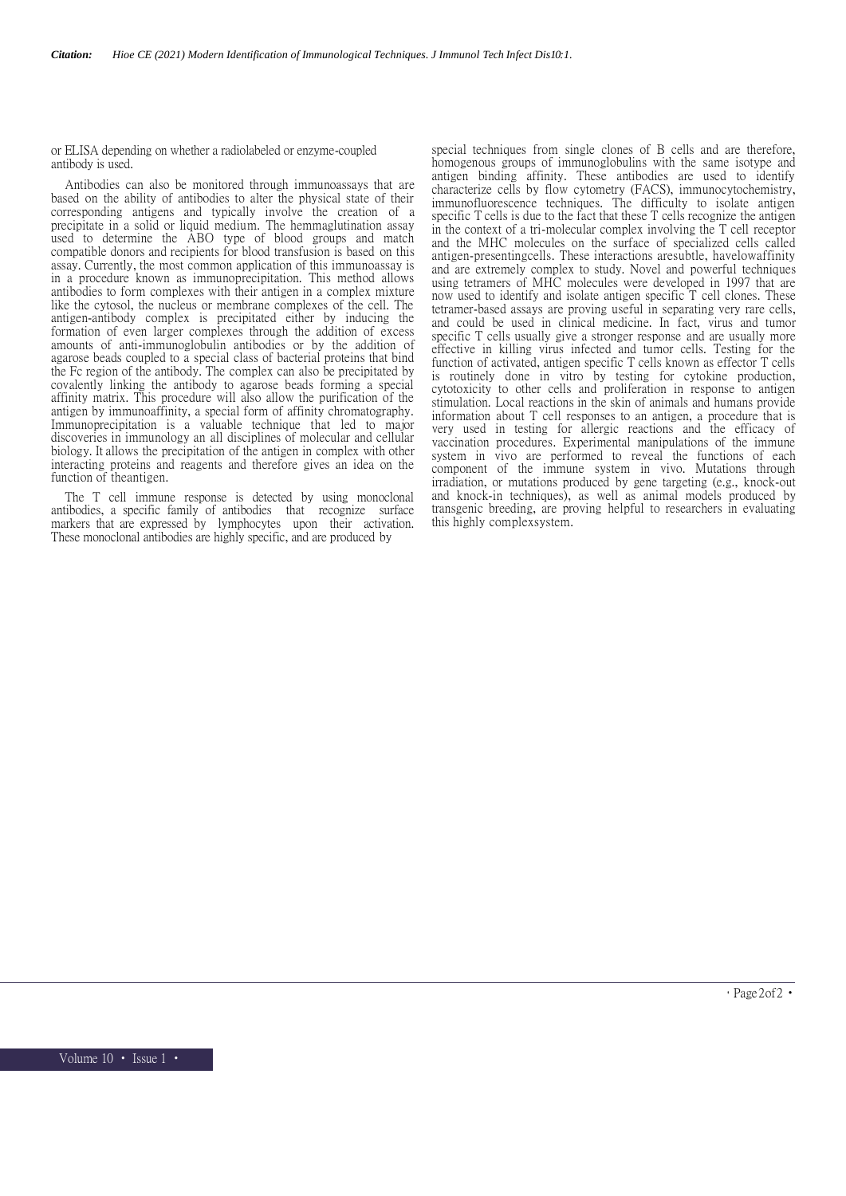or ELISA depending on whether a radiolabeled or enzyme-coupled antibody is used.

Antibodies can also be monitored through immunoassays that are based on the ability of antibodies to alter the physical state of their corresponding antigens and typically involve the creation of a precipitate in a solid or liquid medium. The hemmaglutination assay used to determine the ABO type of blood groups and match compatible donors and recipients for blood transfusion is based on this assay. Currently, the most common application of this immunoassay is in a procedure known as immunoprecipitation. This method allows antibodies to form complexes with their antigen in a complex mixture like the cytosol, the nucleus or membrane complexes of the cell. The antigen-antibody complex is precipitated either by inducing the formation of even larger complexes through the addition of excess amounts of anti-immunoglobulin antibodies or by the addition of agarose beads coupled to a special class of bacterial proteins that bind the Fc region of the antibody. The complex can also be precipitated by covalently linking the antibody to agarose beads forming a special affinity matrix. This procedure will also allow the purification of the antigen by immunoaffinity, a special form of affinity chromatography. Immunoprecipitation is a valuable technique that led to major discoveries in immunology an all disciplines of molecular and cellular biology. It allows the precipitation of the antigen in complex with other interacting proteins and reagents and therefore gives an idea on the function of theantigen.

The T cell immune response is detected by using monoclonal antibodies, a specific family of antibodies that recognize surface markers that are expressed by lymphocytes upon their activation. These monoclonal antibodies are highly specific, and are produced by special techniques from single clones of B cells and are therefore, homogenous groups of immunoglobulins with the same isotype and antigen binding affinity. These antibodies are used to identify characterize cells by flow cytometry (FACS), immunocytochemistry, immunofluorescence techniques. The difficulty to isolate antigen specific T cells is due to the fact that these T cells recognize the antigen in the context of a tri-molecular complex involving the T cell receptor and the MHC molecules on the surface of specialized cells called antigen-presentingcells. These interactions aresubtle, havelowaffinity and are extremely complex to study. Novel and powerful techniques using tetramers of MHC molecules were developed in 1997 that are now used to identify and isolate antigen specific T cell clones. These tetramer-based assays are proving useful in separating very rare cells, and could be used in clinical medicine. In fact, virus and tumor specific T cells usually give a stronger response and are usually more effective in killing virus infected and tumor cells. Testing for the function of activated, antigen specific T cells known as effector T cells is routinely done in vitro by testing for cytokine production, cytotoxicity to other cells and proliferation in response to antigen stimulation. Local reactions in the skin of animals and humans provide information about T cell responses to an antigen, a procedure that is very used in testing for allergic reactions and the efficacy of vaccination procedures. Experimental manipulations of the immune system in vivo are performed to reveal the functions of each component of the immune system in vivo. Mutations through irradiation, or mutations produced by gene targeting (e.g., knock-out and knock-in techniques), as well as animal models produced by transgenic breeding, are proving helpful to researchers in evaluating this highly complexsystem.